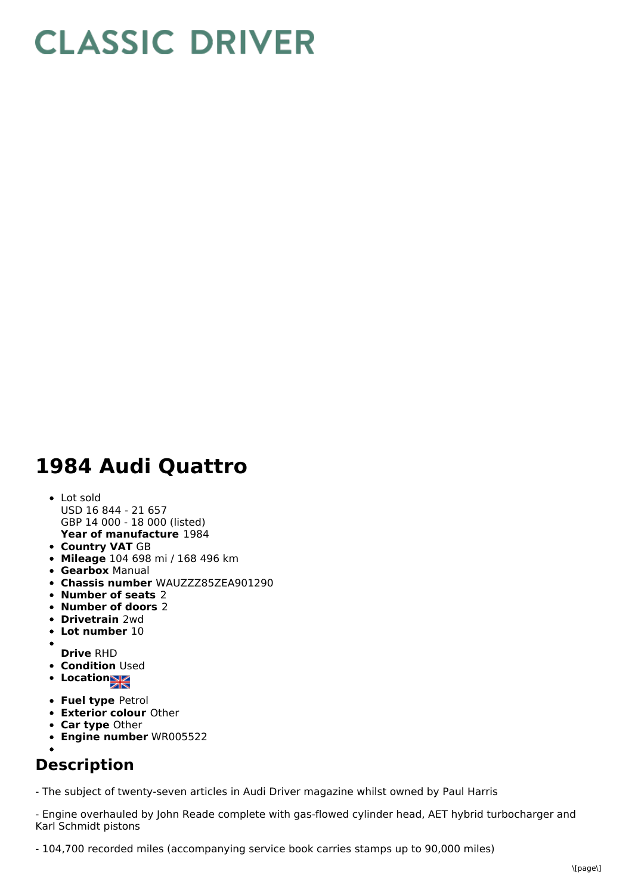# CLASSIC DRIVER

# 1984 Audi Quattro

- Lot sold
  USD 16 844 - 21 657
  GBP 14 000 - 18 000 (listed)
  **Year of manufacture** 1984
- **Country VAT** GB
- **Mileage** 104 698 mi / 168 496 km
- **Gearbox** Manual
- **Chassis number** WAUZZZ85ZEA901290
- **Number of seats** 2
- **Number of doors** 2
- **Drivetrain** 2wd
- **Lot number** 10
- **Drive** RHD
- **Condition** Used
- **Location**
- **Fuel type** Petrol
- **Exterior colour** Other
- **Car type** Other
- **Engine number** WR005522

## Description

- The subject of twenty-seven articles in Audi Driver magazine whilst owned by Paul Harris

- Engine overhauled by John Reade complete with gas-flowed cylinder head, AET hybrid turbocharger and Karl Schmidt pistons

- 104,700 recorded miles (accompanying service book carries stamps up to 90,000 miles)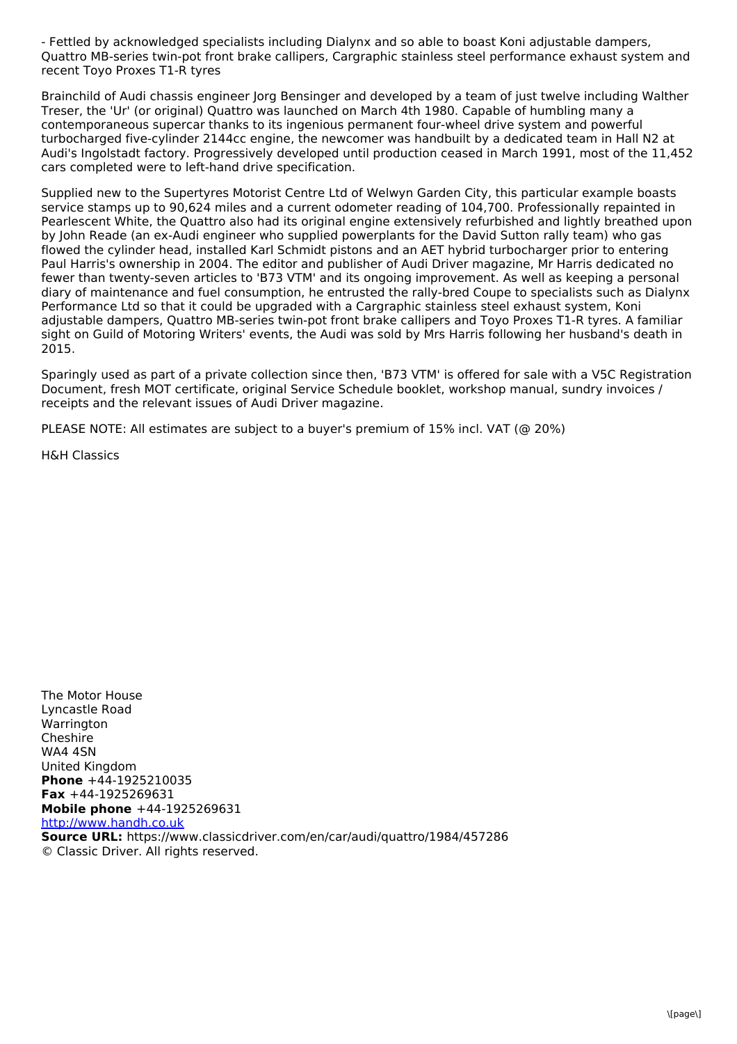- Fettled by acknowledged specialists including Dialynx and so able to boast Koni adjustable dampers, Quattro MB-series twin-pot front brake callipers, Cargraphic stainless steel performance exhaust system and recent Toyo Proxes T1-R tyres

Brainchild of Audi chassis engineer Jorg Bensinger and developed by a team of just twelve including Walther Treser, the 'Ur' (or original) Quattro was launched on March 4th 1980. Capable of humbling many a contemporaneous supercar thanks to its ingenious permanent four-wheel drive system and powerful turbocharged five-cylinder 2144cc engine, the newcomer was handbuilt by a dedicated team in Hall N2 at Audi's Ingolstadt factory. Progressively developed until production ceased in March 1991, most of the 11,452 cars completed were to left-hand drive specification.

Supplied new to the Supertyres Motorist Centre Ltd of Welwyn Garden City, this particular example boasts service stamps up to 90,624 miles and a current odometer reading of 104,700. Professionally repainted in Pearlescent White, the Quattro also had its original engine extensively refurbished and lightly breathed upon by John Reade (an ex-Audi engineer who supplied powerplants for the David Sutton rally team) who gas flowed the cylinder head, installed Karl Schmidt pistons and an AET hybrid turbocharger prior to entering Paul Harris's ownership in 2004. The editor and publisher of Audi Driver magazine, Mr Harris dedicated no fewer than twenty-seven articles to 'B73 VTM' and its ongoing improvement. As well as keeping a personal diary of maintenance and fuel consumption, he entrusted the rally-bred Coupe to specialists such as Dialynx Performance Ltd so that it could be upgraded with a Cargraphic stainless steel exhaust system, Koni adjustable dampers, Quattro MB-series twin-pot front brake callipers and Toyo Proxes T1-R tyres. A familiar sight on Guild of Motoring Writers' events, the Audi was sold by Mrs Harris following her husband's death in 2015.

Sparingly used as part of a private collection since then, 'B73 VTM' is offered for sale with a V5C Registration Document, fresh MOT certificate, original Service Schedule booklet, workshop manual, sundry invoices / receipts and the relevant issues of Audi Driver magazine.

PLEASE NOTE: All estimates are subject to a buyer's premium of 15% incl. VAT (@ 20%)

H&H Classics

The Motor House
Lyncastle Road
Warrington
Cheshire
WA4 4SN
United Kingdom
**Phone** +44-1925210035
**Fax** +44-1925269631
**Mobile phone** +44-1925269631
http://www.handh.co.uk
**Source URL:** https://www.classicdriver.com/en/car/audi/quattro/1984/457286
© Classic Driver. All rights reserved.